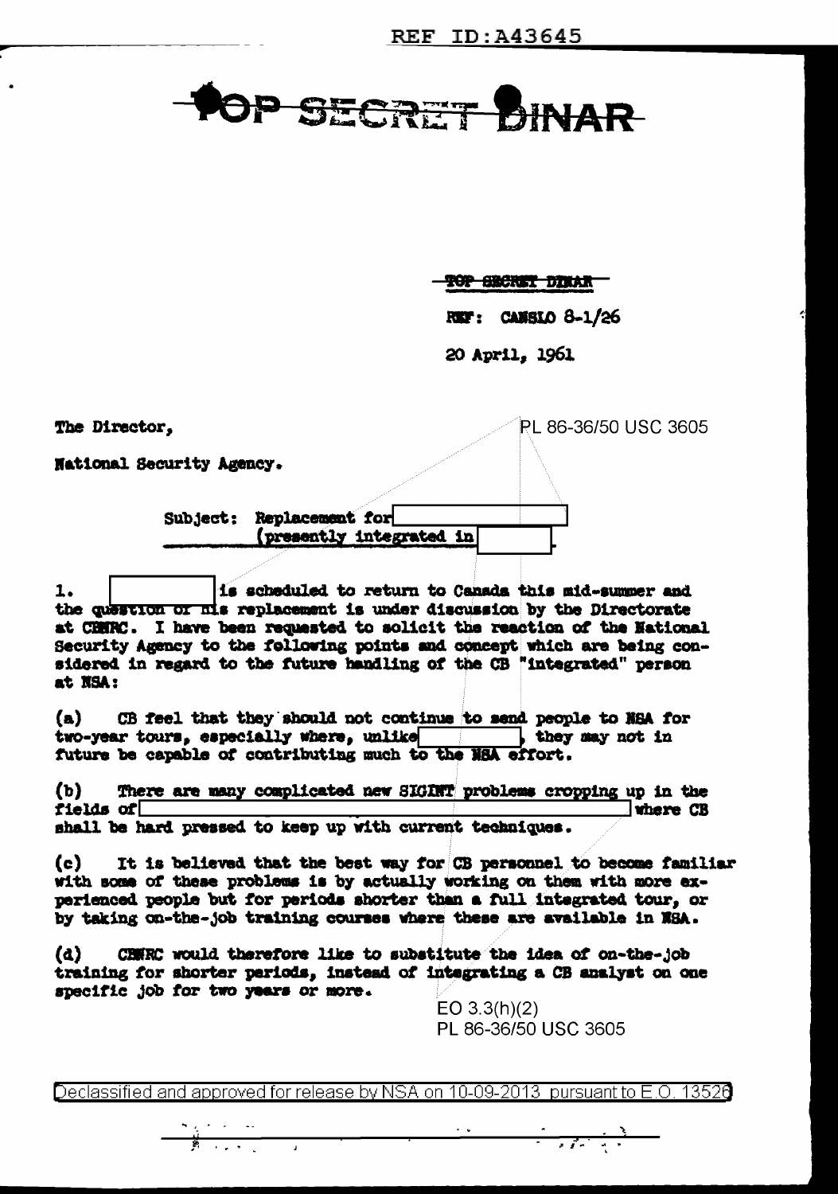REF ID:A43645

# TOP SECRET DINAR

TOP SECRET DINAR

REF: CANSLO 8-1/26

20 April, 1961

The Director,

PL 86-36/50 USC 3605

National Security Agency.

Subject: Replacement for [redacted] (presently integrated in [redacted].

1. [redacted] is scheduled to return to Canada this mid-summer and the question of his replacement is under discussion by the Directorate at CBNRC. I have been requested to solicit the reaction of the National Security Agency to the following points and concept which are being considered in regard to the future handling of the CB "integrated" person at NSA:

(a) CB feel that they should not continue to send people to NSA for two-year tours, especially where, unlike [redacted], they may not in future be capable of contributing much to the NSA effort.

(b) There are many complicated new SIGINT problems cropping up in the fields of [redacted] where CB shall be hard pressed to keep up with current techniques.

(c) It is believed that the best way for CB personnel to become familiar with some of these problems is by actually working on them with more experienced people but for periods shorter than a full integrated tour, or by taking on-the-job training courses where these are available in NSA.

(d) CBNRC would therefore like to substitute the idea of on-the-job training for shorter periods, instead of integrating a CB analyst on one specific job for two years or more.

EO 3.3(h)(2)
PL 86-36/50 USC 3605

Declassified and approved for release by NSA on 10-09-2013 pursuant to E.O. 13526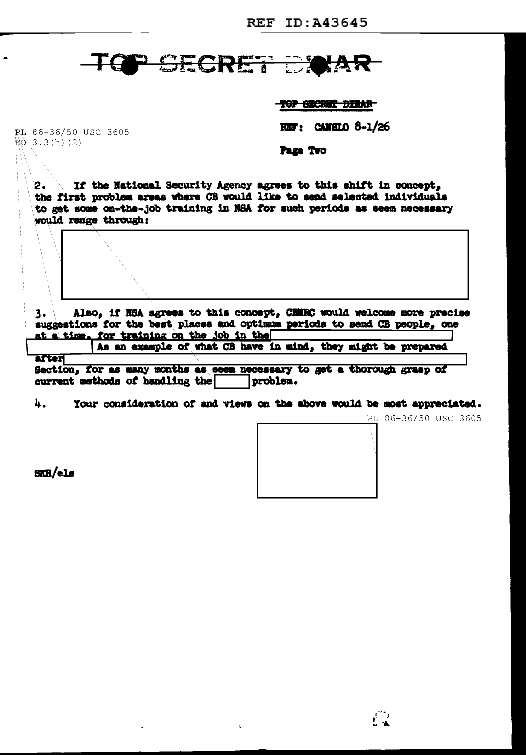REF ID:A43645

TOP SECRET DINAR

TOP SECRET DINAR

REF: CANSLO 8-1/26

Page Two

PL 86-36/50 USC 3605
EO 3.3(h)(2)

2. If the National Security Agency agrees to this shift in concept, the first problem areas where CB would like to send selected individuals to get some on-the-job training in NSA for such periods as seem necessary would range through:

[redacted]

3. Also, if NSA agrees to this concept, CBNRC would welcome more precise suggestions for the best places and optimum periods to send CB people, one at a time, for training on the job in the [redacted] [redacted] As an example of what CB have in mind, they might be prepared after [redacted] Section, for as many months as seem necessary to get a thorough grasp of current methods of handling the [redacted] problem.

4. Your consideration of and views on the above would be most appreciated.

PL 86-36/50 USC 3605

[redacted]

SKH/els